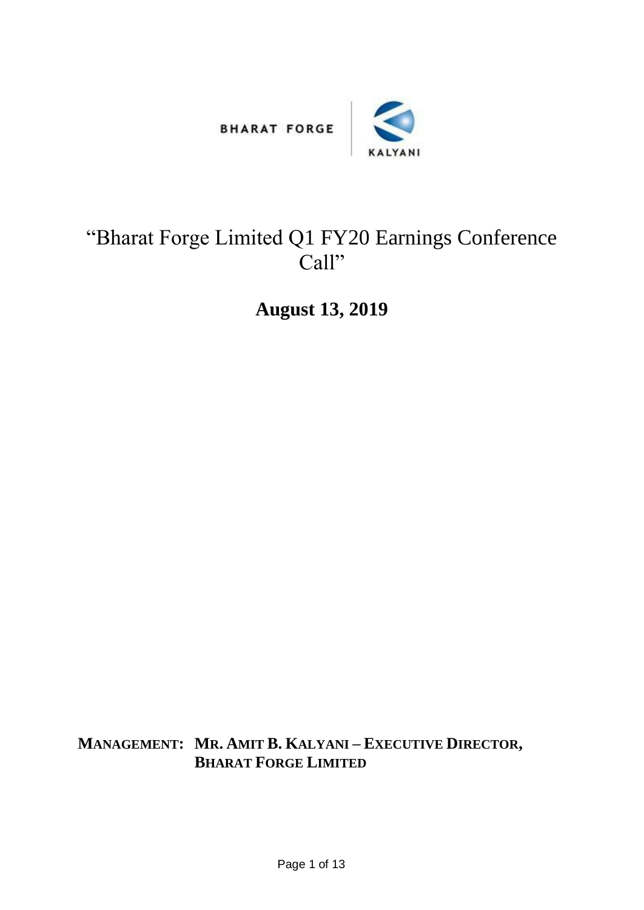BHARAT FORGE | KALYANI

# "Bharat Forge Limited Q1 FY20 Earnings Conference Call"

## August 13, 2019

**MANAGEMENT: MR. AMIT B. KALYANI – EXECUTIVE DIRECTOR, BHARAT FORGE LIMITED**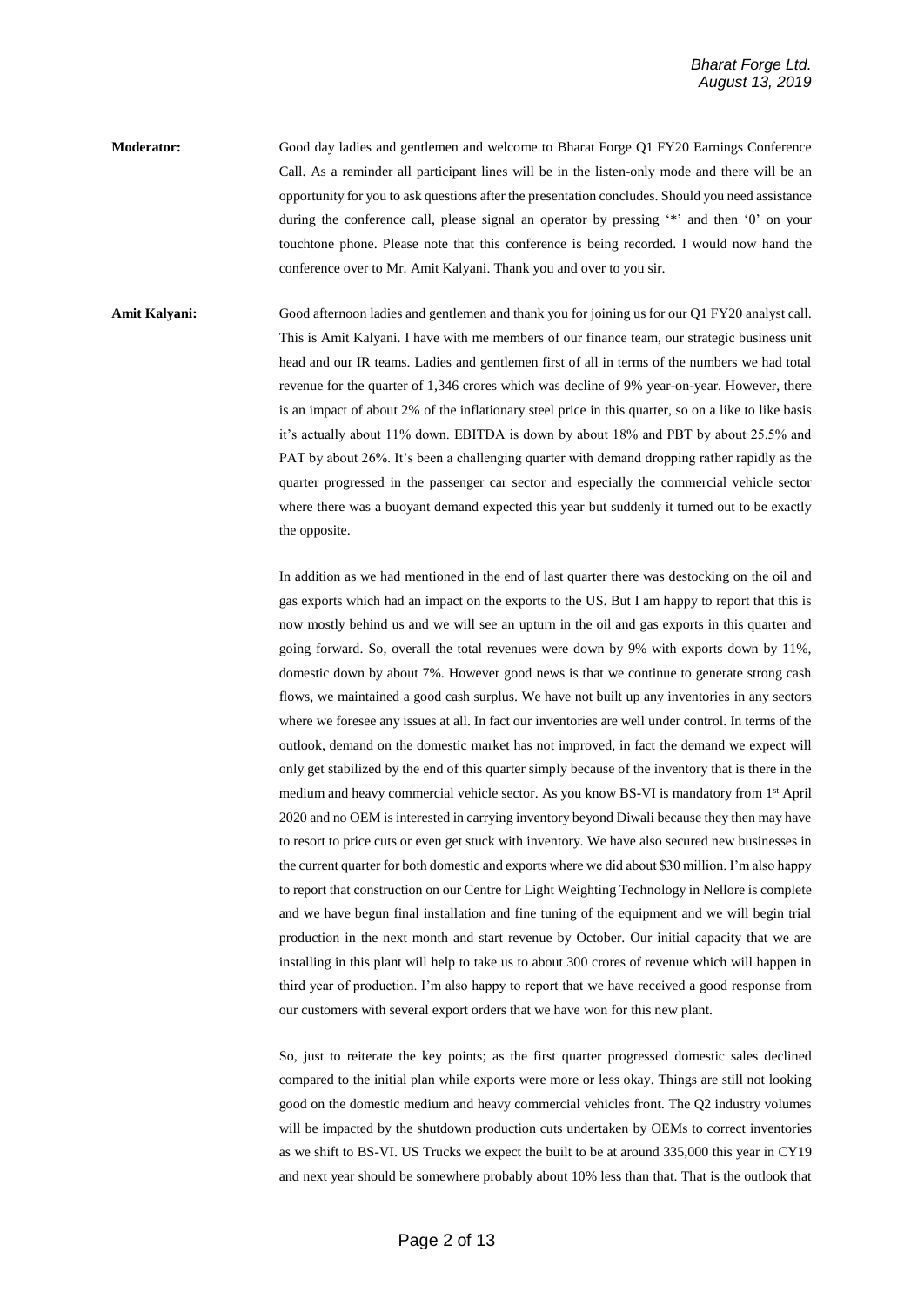**Moderator:** Good day ladies and gentlemen and welcome to Bharat Forge Q1 FY20 Earnings Conference Call. As a reminder all participant lines will be in the listen-only mode and there will be an opportunity for you to ask questions after the presentation concludes. Should you need assistance during the conference call, please signal an operator by pressing '*' and then '0' on your touchtone phone. Please note that this conference is being recorded. I would now hand the conference over to Mr. Amit Kalyani. Thank you and over to you sir.

**Amit Kalyani:** Good afternoon ladies and gentlemen and thank you for joining us for our Q1 FY20 analyst call. This is Amit Kalyani. I have with me members of our finance team, our strategic business unit head and our IR teams. Ladies and gentlemen first of all in terms of the numbers we had total revenue for the quarter of 1,346 crores which was decline of 9% year-on-year. However, there is an impact of about 2% of the inflationary steel price in this quarter, so on a like to like basis it's actually about 11% down. EBITDA is down by about 18% and PBT by about 25.5% and PAT by about 26%. It's been a challenging quarter with demand dropping rather rapidly as the quarter progressed in the passenger car sector and especially the commercial vehicle sector where there was a buoyant demand expected this year but suddenly it turned out to be exactly the opposite.

In addition as we had mentioned in the end of last quarter there was destocking on the oil and gas exports which had an impact on the exports to the US. But I am happy to report that this is now mostly behind us and we will see an upturn in the oil and gas exports in this quarter and going forward. So, overall the total revenues were down by 9% with exports down by 11%, domestic down by about 7%. However good news is that we continue to generate strong cash flows, we maintained a good cash surplus. We have not built up any inventories in any sectors where we foresee any issues at all. In fact our inventories are well under control. In terms of the outlook, demand on the domestic market has not improved, in fact the demand we expect will only get stabilized by the end of this quarter simply because of the inventory that is there in the medium and heavy commercial vehicle sector. As you know BS-VI is mandatory from 1st April 2020 and no OEM is interested in carrying inventory beyond Diwali because they then may have to resort to price cuts or even get stuck with inventory. We have also secured new businesses in the current quarter for both domestic and exports where we did about $30 million. I'm also happy to report that construction on our Centre for Light Weighting Technology in Nellore is complete and we have begun final installation and fine tuning of the equipment and we will begin trial production in the next month and start revenue by October. Our initial capacity that we are installing in this plant will help to take us to about 300 crores of revenue which will happen in third year of production. I'm also happy to report that we have received a good response from our customers with several export orders that we have won for this new plant.

So, just to reiterate the key points; as the first quarter progressed domestic sales declined compared to the initial plan while exports were more or less okay. Things are still not looking good on the domestic medium and heavy commercial vehicles front. The Q2 industry volumes will be impacted by the shutdown production cuts undertaken by OEMs to correct inventories as we shift to BS-VI. US Trucks we expect the built to be at around 335,000 this year in CY19 and next year should be somewhere probably about 10% less than that. That is the outlook that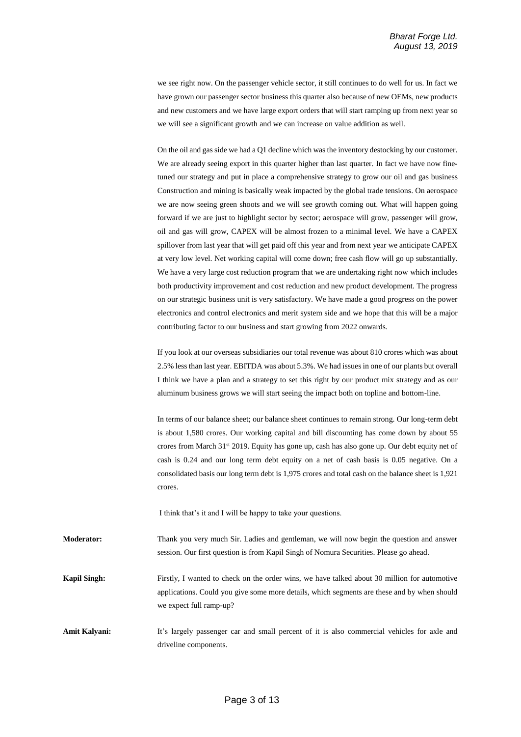we see right now. On the passenger vehicle sector, it still continues to do well for us. In fact we have grown our passenger sector business this quarter also because of new OEMs, new products and new customers and we have large export orders that will start ramping up from next year so we will see a significant growth and we can increase on value addition as well.

On the oil and gas side we had a Q1 decline which was the inventory destocking by our customer. We are already seeing export in this quarter higher than last quarter. In fact we have now fine-tuned our strategy and put in place a comprehensive strategy to grow our oil and gas business Construction and mining is basically weak impacted by the global trade tensions. On aerospace we are now seeing green shoots and we will see growth coming out. What will happen going forward if we are just to highlight sector by sector; aerospace will grow, passenger will grow, oil and gas will grow, CAPEX will be almost frozen to a minimal level. We have a CAPEX spillover from last year that will get paid off this year and from next year we anticipate CAPEX at very low level. Net working capital will come down; free cash flow will go up substantially. We have a very large cost reduction program that we are undertaking right now which includes both productivity improvement and cost reduction and new product development. The progress on our strategic business unit is very satisfactory. We have made a good progress on the power electronics and control electronics and merit system side and we hope that this will be a major contributing factor to our business and start growing from 2022 onwards.

If you look at our overseas subsidiaries our total revenue was about 810 crores which was about 2.5% less than last year. EBITDA was about 5.3%. We had issues in one of our plants but overall I think we have a plan and a strategy to set this right by our product mix strategy and as our aluminum business grows we will start seeing the impact both on topline and bottom-line.

In terms of our balance sheet; our balance sheet continues to remain strong. Our long-term debt is about 1,580 crores. Our working capital and bill discounting has come down by about 55 crores from March 31st 2019. Equity has gone up, cash has also gone up. Our debt equity net of cash is 0.24 and our long term debt equity on a net of cash basis is 0.05 negative. On a consolidated basis our long term debt is 1,975 crores and total cash on the balance sheet is 1,921 crores.

I think that's it and I will be happy to take your questions.

**Moderator:** Thank you very much Sir. Ladies and gentleman, we will now begin the question and answer session. Our first question is from Kapil Singh of Nomura Securities. Please go ahead.

**Kapil Singh:** Firstly, I wanted to check on the order wins, we have talked about 30 million for automotive applications. Could you give some more details, which segments are these and by when should we expect full ramp-up?

**Amit Kalyani:** It's largely passenger car and small percent of it is also commercial vehicles for axle and driveline components.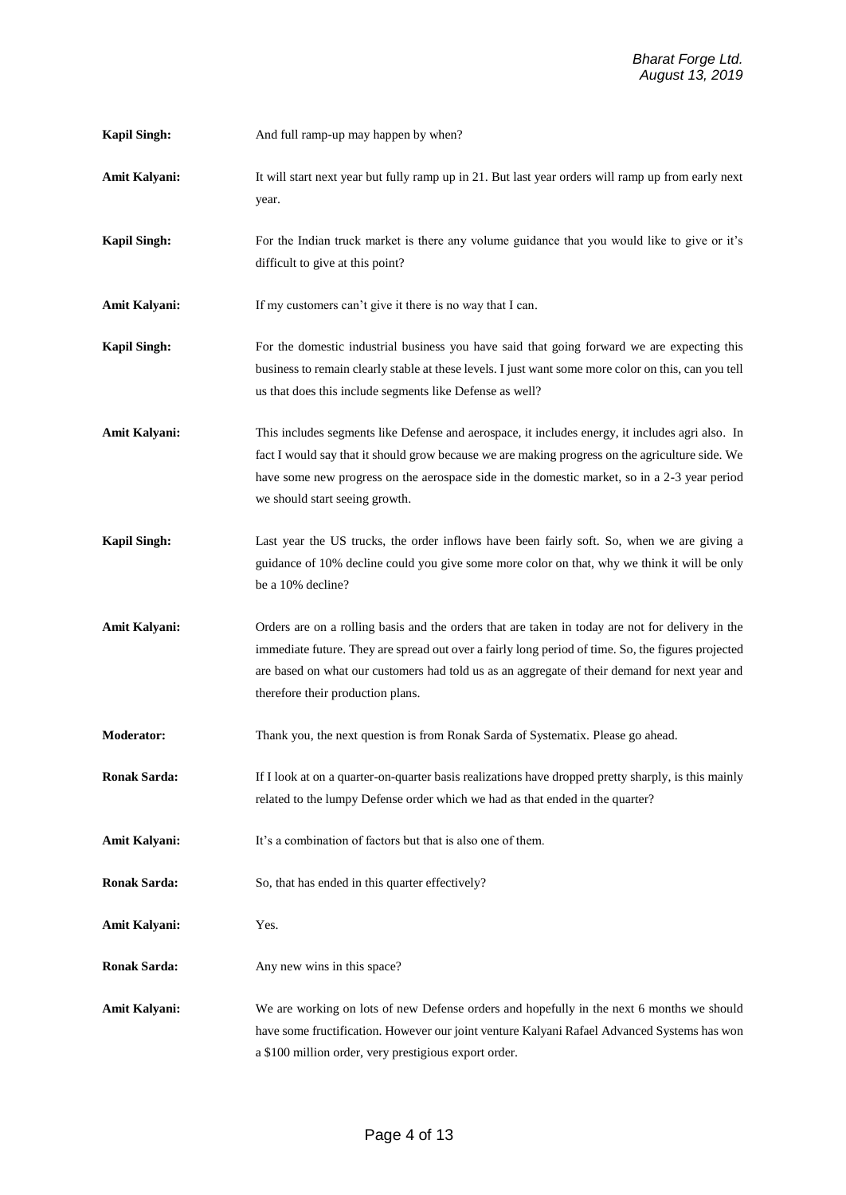**Kapil Singh:** And full ramp-up may happen by when?

**Amit Kalyani:** It will start next year but fully ramp up in 21. But last year orders will ramp up from early next year.

**Kapil Singh:** For the Indian truck market is there any volume guidance that you would like to give or it's difficult to give at this point?

**Amit Kalyani:** If my customers can't give it there is no way that I can.

**Kapil Singh:** For the domestic industrial business you have said that going forward we are expecting this business to remain clearly stable at these levels. I just want some more color on this, can you tell us that does this include segments like Defense as well?

**Amit Kalyani:** This includes segments like Defense and aerospace, it includes energy, it includes agri also. In fact I would say that it should grow because we are making progress on the agriculture side. We have some new progress on the aerospace side in the domestic market, so in a 2-3 year period we should start seeing growth.

**Kapil Singh:** Last year the US trucks, the order inflows have been fairly soft. So, when we are giving a guidance of 10% decline could you give some more color on that, why we think it will be only be a 10% decline?

**Amit Kalyani:** Orders are on a rolling basis and the orders that are taken in today are not for delivery in the immediate future. They are spread out over a fairly long period of time. So, the figures projected are based on what our customers had told us as an aggregate of their demand for next year and therefore their production plans.

**Moderator:** Thank you, the next question is from Ronak Sarda of Systematix. Please go ahead.

**Ronak Sarda:** If I look at on a quarter-on-quarter basis realizations have dropped pretty sharply, is this mainly related to the lumpy Defense order which we had as that ended in the quarter?

**Amit Kalyani:** It's a combination of factors but that is also one of them.

**Ronak Sarda:** So, that has ended in this quarter effectively?

**Amit Kalyani:** Yes.

**Ronak Sarda:** Any new wins in this space?

**Amit Kalyani:** We are working on lots of new Defense orders and hopefully in the next 6 months we should have some fructification. However our joint venture Kalyani Rafael Advanced Systems has won a $100 million order, very prestigious export order.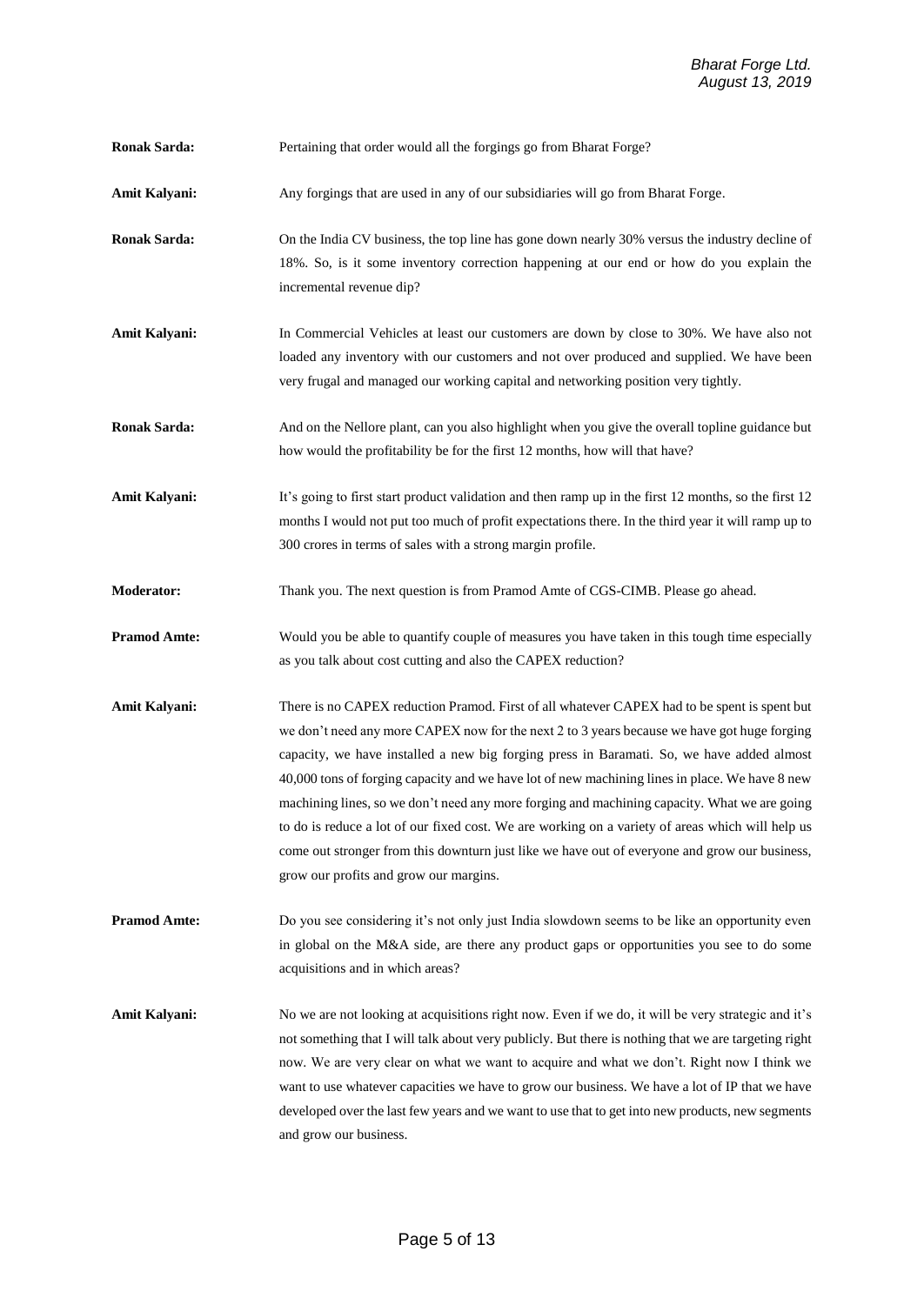**Ronak Sarda:** Pertaining that order would all the forgings go from Bharat Forge?

**Amit Kalyani:** Any forgings that are used in any of our subsidiaries will go from Bharat Forge.

**Ronak Sarda:** On the India CV business, the top line has gone down nearly 30% versus the industry decline of 18%. So, is it some inventory correction happening at our end or how do you explain the incremental revenue dip?

**Amit Kalyani:** In Commercial Vehicles at least our customers are down by close to 30%. We have also not loaded any inventory with our customers and not over produced and supplied. We have been very frugal and managed our working capital and networking position very tightly.

**Ronak Sarda:** And on the Nellore plant, can you also highlight when you give the overall topline guidance but how would the profitability be for the first 12 months, how will that have?

**Amit Kalyani:** It's going to first start product validation and then ramp up in the first 12 months, so the first 12 months I would not put too much of profit expectations there. In the third year it will ramp up to 300 crores in terms of sales with a strong margin profile.

**Moderator:** Thank you. The next question is from Pramod Amte of CGS-CIMB. Please go ahead.

**Pramod Amte:** Would you be able to quantify couple of measures you have taken in this tough time especially as you talk about cost cutting and also the CAPEX reduction?

**Amit Kalyani:** There is no CAPEX reduction Pramod. First of all whatever CAPEX had to be spent is spent but we don't need any more CAPEX now for the next 2 to 3 years because we have got huge forging capacity, we have installed a new big forging press in Baramati. So, we have added almost 40,000 tons of forging capacity and we have lot of new machining lines in place. We have 8 new machining lines, so we don't need any more forging and machining capacity. What we are going to do is reduce a lot of our fixed cost. We are working on a variety of areas which will help us come out stronger from this downturn just like we have out of everyone and grow our business, grow our profits and grow our margins.

**Pramod Amte:** Do you see considering it's not only just India slowdown seems to be like an opportunity even in global on the M&A side, are there any product gaps or opportunities you see to do some acquisitions and in which areas?

**Amit Kalyani:** No we are not looking at acquisitions right now. Even if we do, it will be very strategic and it's not something that I will talk about very publicly. But there is nothing that we are targeting right now. We are very clear on what we want to acquire and what we don't. Right now I think we want to use whatever capacities we have to grow our business. We have a lot of IP that we have developed over the last few years and we want to use that to get into new products, new segments and grow our business.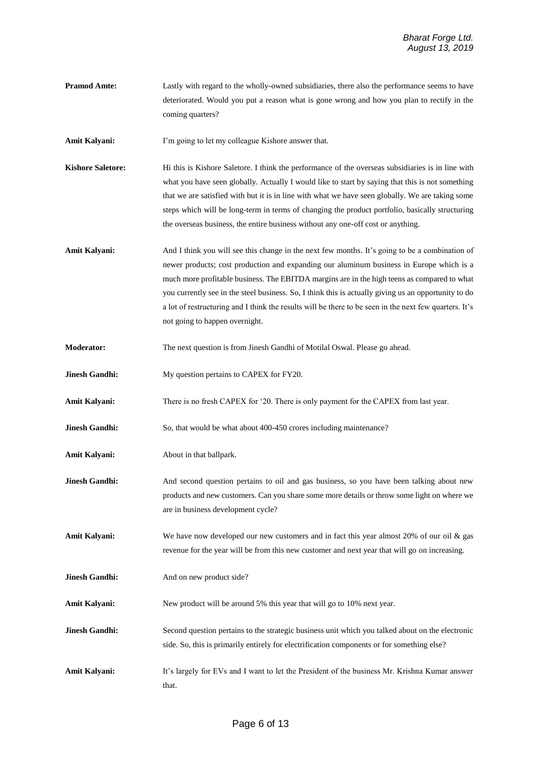**Pramod Amte:** Lastly with regard to the wholly-owned subsidiaries, there also the performance seems to have deteriorated. Would you put a reason what is gone wrong and how you plan to rectify in the coming quarters?

**Amit Kalyani:** I'm going to let my colleague Kishore answer that.

**Kishore Saletore:** Hi this is Kishore Saletore. I think the performance of the overseas subsidiaries is in line with what you have seen globally. Actually I would like to start by saying that this is not something that we are satisfied with but it is in line with what we have seen globally. We are taking some steps which will be long-term in terms of changing the product portfolio, basically structuring the overseas business, the entire business without any one-off cost or anything.

**Amit Kalyani:** And I think you will see this change in the next few months. It's going to be a combination of newer products; cost production and expanding our aluminum business in Europe which is a much more profitable business. The EBITDA margins are in the high teens as compared to what you currently see in the steel business. So, I think this is actually giving us an opportunity to do a lot of restructuring and I think the results will be there to be seen in the next few quarters. It's not going to happen overnight.

**Moderator:** The next question is from Jinesh Gandhi of Motilal Oswal. Please go ahead.

**Jinesh Gandhi:** My question pertains to CAPEX for FY20.

**Amit Kalyani:** There is no fresh CAPEX for '20. There is only payment for the CAPEX from last year.

**Jinesh Gandhi:** So, that would be what about 400-450 crores including maintenance?

**Amit Kalyani:** About in that ballpark.

**Jinesh Gandhi:** And second question pertains to oil and gas business, so you have been talking about new products and new customers. Can you share some more details or throw some light on where we are in business development cycle?

**Amit Kalyani:** We have now developed our new customers and in fact this year almost 20% of our oil & gas revenue for the year will be from this new customer and next year that will go on increasing.

**Jinesh Gandhi:** And on new product side?

**Amit Kalyani:** New product will be around 5% this year that will go to 10% next year.

**Jinesh Gandhi:** Second question pertains to the strategic business unit which you talked about on the electronic side. So, this is primarily entirely for electrification components or for something else?

**Amit Kalyani:** It's largely for EVs and I want to let the President of the business Mr. Krishna Kumar answer that.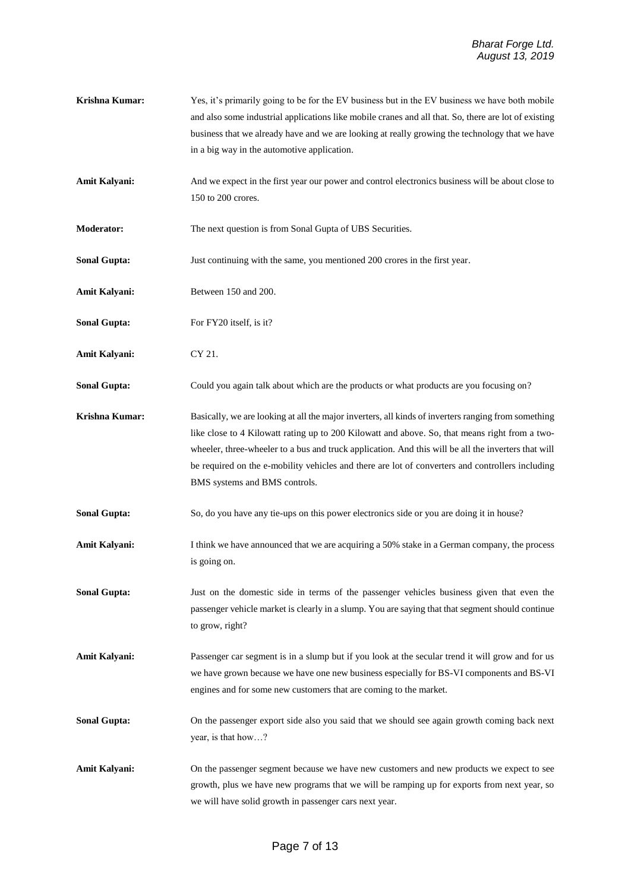**Krishna Kumar:** Yes, it's primarily going to be for the EV business but in the EV business we have both mobile and also some industrial applications like mobile cranes and all that. So, there are lot of existing business that we already have and we are looking at really growing the technology that we have in a big way in the automotive application.

**Amit Kalyani:** And we expect in the first year our power and control electronics business will be about close to 150 to 200 crores.

**Moderator:** The next question is from Sonal Gupta of UBS Securities.

**Sonal Gupta:** Just continuing with the same, you mentioned 200 crores in the first year.

**Amit Kalyani:** Between 150 and 200.

**Sonal Gupta:** For FY20 itself, is it?

**Amit Kalyani:** CY 21.

**Sonal Gupta:** Could you again talk about which are the products or what products are you focusing on?

**Krishna Kumar:** Basically, we are looking at all the major inverters, all kinds of inverters ranging from something like close to 4 Kilowatt rating up to 200 Kilowatt and above. So, that means right from a two-wheeler, three-wheeler to a bus and truck application. And this will be all the inverters that will be required on the e-mobility vehicles and there are lot of converters and controllers including BMS systems and BMS controls.

**Sonal Gupta:** So, do you have any tie-ups on this power electronics side or you are doing it in house?

**Amit Kalyani:** I think we have announced that we are acquiring a 50% stake in a German company, the process is going on.

**Sonal Gupta:** Just on the domestic side in terms of the passenger vehicles business given that even the passenger vehicle market is clearly in a slump. You are saying that that segment should continue to grow, right?

**Amit Kalyani:** Passenger car segment is in a slump but if you look at the secular trend it will grow and for us we have grown because we have one new business especially for BS-VI components and BS-VI engines and for some new customers that are coming to the market.

**Sonal Gupta:** On the passenger export side also you said that we should see again growth coming back next year, is that how…?

**Amit Kalyani:** On the passenger segment because we have new customers and new products we expect to see growth, plus we have new programs that we will be ramping up for exports from next year, so we will have solid growth in passenger cars next year.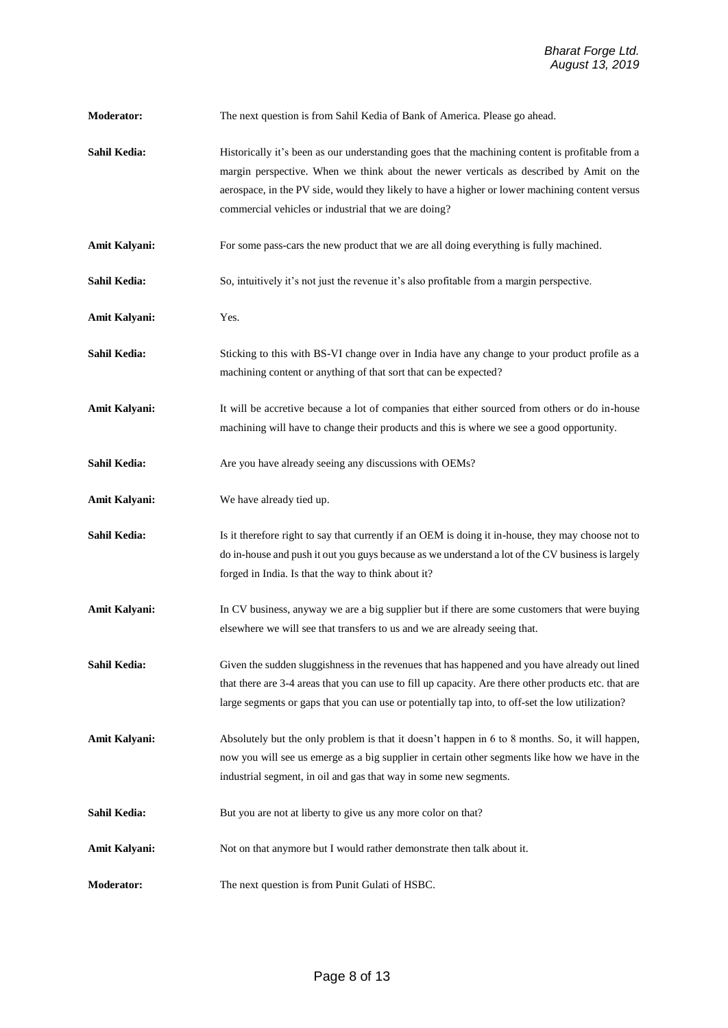**Moderator:** The next question is from Sahil Kedia of Bank of America. Please go ahead.

**Sahil Kedia:** Historically it's been as our understanding goes that the machining content is profitable from a margin perspective. When we think about the newer verticals as described by Amit on the aerospace, in the PV side, would they likely to have a higher or lower machining content versus commercial vehicles or industrial that we are doing?

**Amit Kalyani:** For some pass-cars the new product that we are all doing everything is fully machined.

**Sahil Kedia:** So, intuitively it's not just the revenue it's also profitable from a margin perspective.

**Amit Kalyani:** Yes.

**Sahil Kedia:** Sticking to this with BS-VI change over in India have any change to your product profile as a machining content or anything of that sort that can be expected?

**Amit Kalyani:** It will be accretive because a lot of companies that either sourced from others or do in-house machining will have to change their products and this is where we see a good opportunity.

**Sahil Kedia:** Are you have already seeing any discussions with OEMs?

**Amit Kalyani:** We have already tied up.

**Sahil Kedia:** Is it therefore right to say that currently if an OEM is doing it in-house, they may choose not to do in-house and push it out you guys because as we understand a lot of the CV business is largely forged in India. Is that the way to think about it?

**Amit Kalyani:** In CV business, anyway we are a big supplier but if there are some customers that were buying elsewhere we will see that transfers to us and we are already seeing that.

**Sahil Kedia:** Given the sudden sluggishness in the revenues that has happened and you have already out lined that there are 3-4 areas that you can use to fill up capacity. Are there other products etc. that are large segments or gaps that you can use or potentially tap into, to off-set the low utilization?

**Amit Kalyani:** Absolutely but the only problem is that it doesn't happen in 6 to 8 months. So, it will happen, now you will see us emerge as a big supplier in certain other segments like how we have in the industrial segment, in oil and gas that way in some new segments.

**Sahil Kedia:** But you are not at liberty to give us any more color on that?

**Amit Kalyani:** Not on that anymore but I would rather demonstrate then talk about it.

**Moderator:** The next question is from Punit Gulati of HSBC.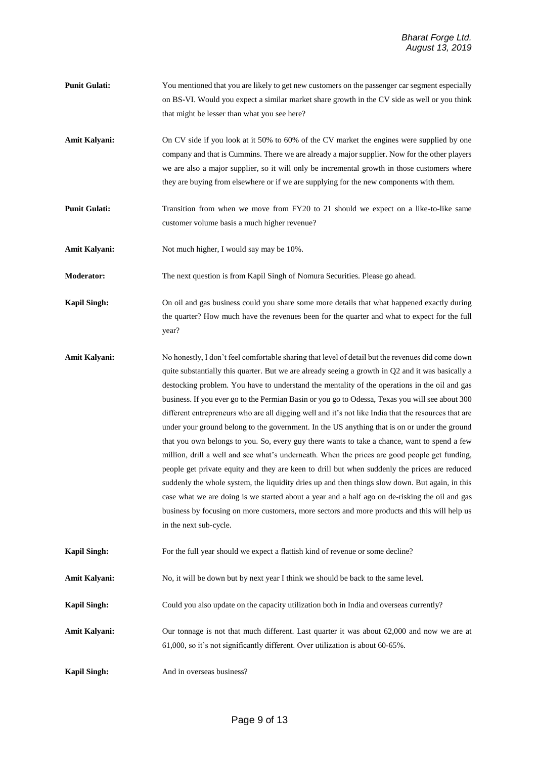**Punit Gulati:** You mentioned that you are likely to get new customers on the passenger car segment especially on BS-VI. Would you expect a similar market share growth in the CV side as well or you think that might be lesser than what you see here?

**Amit Kalyani:** On CV side if you look at it 50% to 60% of the CV market the engines were supplied by one company and that is Cummins. There we are already a major supplier. Now for the other players we are also a major supplier, so it will only be incremental growth in those customers where they are buying from elsewhere or if we are supplying for the new components with them.

**Punit Gulati:** Transition from when we move from FY20 to 21 should we expect on a like-to-like same customer volume basis a much higher revenue?

**Amit Kalyani:** Not much higher, I would say may be 10%.

**Moderator:** The next question is from Kapil Singh of Nomura Securities. Please go ahead.

**Kapil Singh:** On oil and gas business could you share some more details that what happened exactly during the quarter? How much have the revenues been for the quarter and what to expect for the full year?

**Amit Kalyani:** No honestly, I don't feel comfortable sharing that level of detail but the revenues did come down quite substantially this quarter. But we are already seeing a growth in Q2 and it was basically a destocking problem. You have to understand the mentality of the operations in the oil and gas business. If you ever go to the Permian Basin or you go to Odessa, Texas you will see about 300 different entrepreneurs who are all digging well and it's not like India that the resources that are under your ground belong to the government. In the US anything that is on or under the ground that you own belongs to you. So, every guy there wants to take a chance, want to spend a few million, drill a well and see what's underneath. When the prices are good people get funding, people get private equity and they are keen to drill but when suddenly the prices are reduced suddenly the whole system, the liquidity dries up and then things slow down. But again, in this case what we are doing is we started about a year and a half ago on de-risking the oil and gas business by focusing on more customers, more sectors and more products and this will help us in the next sub-cycle.

**Kapil Singh:** For the full year should we expect a flattish kind of revenue or some decline?

**Amit Kalyani:** No, it will be down but by next year I think we should be back to the same level.

**Kapil Singh:** Could you also update on the capacity utilization both in India and overseas currently?

**Amit Kalyani:** Our tonnage is not that much different. Last quarter it was about 62,000 and now we are at 61,000, so it's not significantly different. Over utilization is about 60-65%.

**Kapil Singh:** And in overseas business?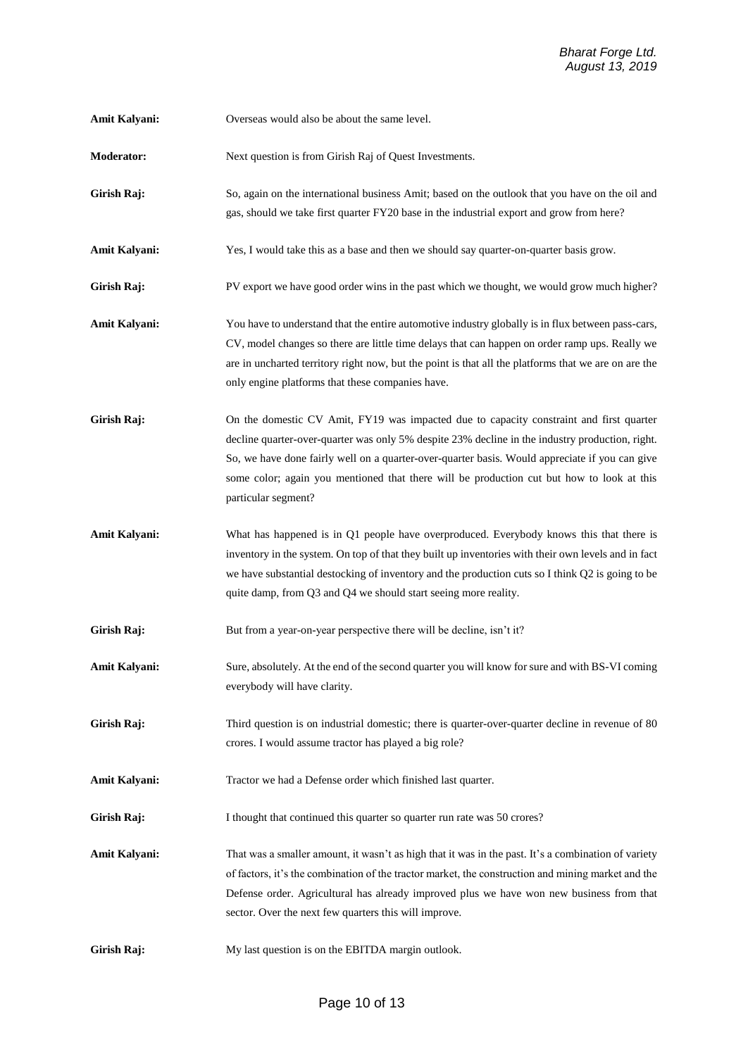**Amit Kalyani:** Overseas would also be about the same level.

**Moderator:** Next question is from Girish Raj of Quest Investments.

**Girish Raj:** So, again on the international business Amit; based on the outlook that you have on the oil and gas, should we take first quarter FY20 base in the industrial export and grow from here?

**Amit Kalyani:** Yes, I would take this as a base and then we should say quarter-on-quarter basis grow.

**Girish Raj:** PV export we have good order wins in the past which we thought, we would grow much higher?

**Amit Kalyani:** You have to understand that the entire automotive industry globally is in flux between pass-cars, CV, model changes so there are little time delays that can happen on order ramp ups. Really we are in uncharted territory right now, but the point is that all the platforms that we are on are the only engine platforms that these companies have.

**Girish Raj:** On the domestic CV Amit, FY19 was impacted due to capacity constraint and first quarter decline quarter-over-quarter was only 5% despite 23% decline in the industry production, right. So, we have done fairly well on a quarter-over-quarter basis. Would appreciate if you can give some color; again you mentioned that there will be production cut but how to look at this particular segment?

**Amit Kalyani:** What has happened is in Q1 people have overproduced. Everybody knows this that there is inventory in the system. On top of that they built up inventories with their own levels and in fact we have substantial destocking of inventory and the production cuts so I think Q2 is going to be quite damp, from Q3 and Q4 we should start seeing more reality.

**Girish Raj:** But from a year-on-year perspective there will be decline, isn't it?

**Amit Kalyani:** Sure, absolutely. At the end of the second quarter you will know for sure and with BS-VI coming everybody will have clarity.

**Girish Raj:** Third question is on industrial domestic; there is quarter-over-quarter decline in revenue of 80 crores. I would assume tractor has played a big role?

**Amit Kalyani:** Tractor we had a Defense order which finished last quarter.

**Girish Raj:** I thought that continued this quarter so quarter run rate was 50 crores?

**Amit Kalyani:** That was a smaller amount, it wasn't as high that it was in the past. It's a combination of variety of factors, it's the combination of the tractor market, the construction and mining market and the Defense order. Agricultural has already improved plus we have won new business from that sector. Over the next few quarters this will improve.

**Girish Raj:** My last question is on the EBITDA margin outlook.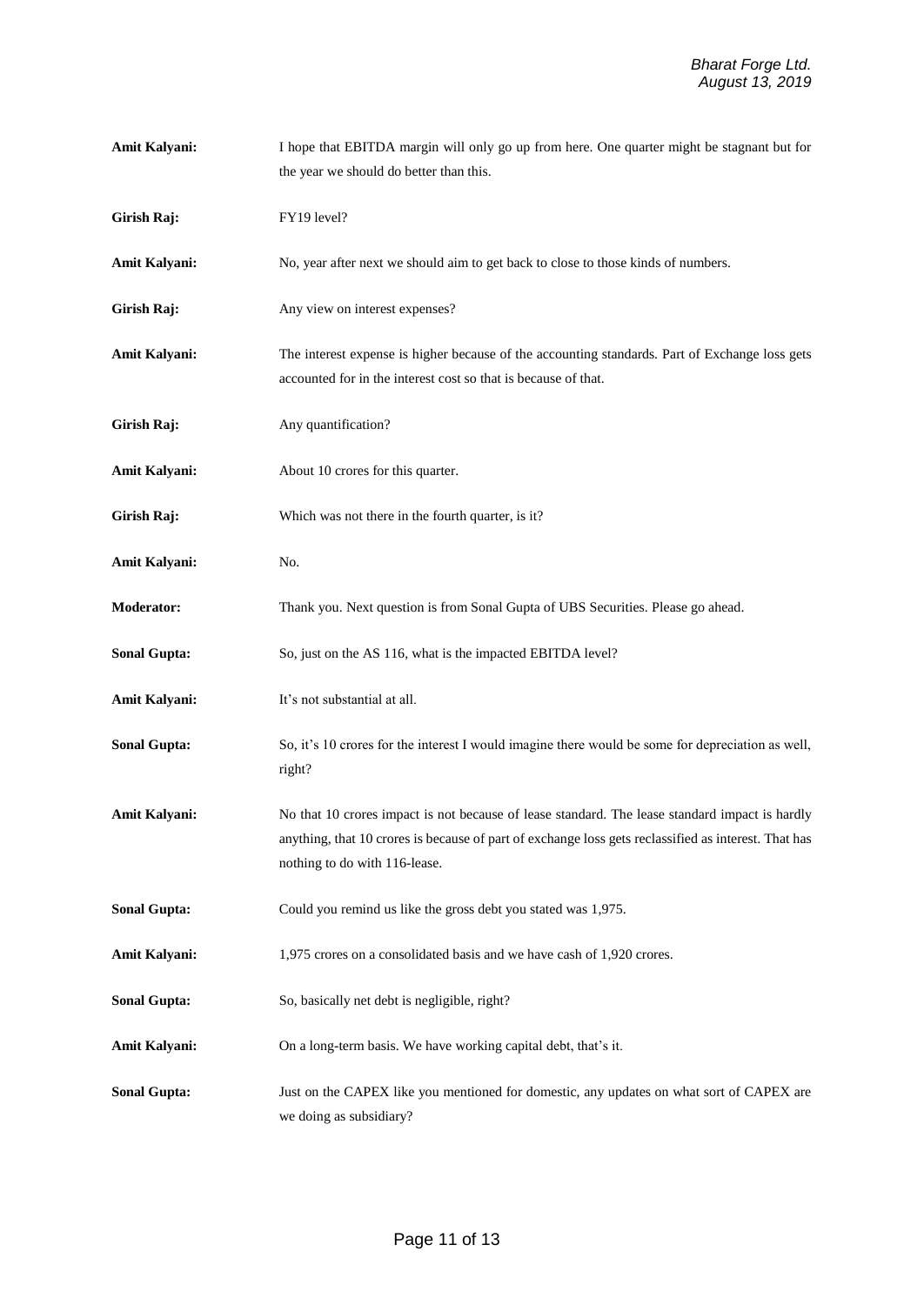**Amit Kalyani:** I hope that EBITDA margin will only go up from here. One quarter might be stagnant but for the year we should do better than this.

**Girish Raj:** FY19 level?

**Amit Kalyani:** No, year after next we should aim to get back to close to those kinds of numbers.

**Girish Raj:** Any view on interest expenses?

**Amit Kalyani:** The interest expense is higher because of the accounting standards. Part of Exchange loss gets accounted for in the interest cost so that is because of that.

**Girish Raj:** Any quantification?

**Amit Kalyani:** About 10 crores for this quarter.

**Girish Raj:** Which was not there in the fourth quarter, is it?

**Amit Kalyani:** No.

**Moderator:** Thank you. Next question is from Sonal Gupta of UBS Securities. Please go ahead.

**Sonal Gupta:** So, just on the AS 116, what is the impacted EBITDA level?

**Amit Kalyani:** It's not substantial at all.

**Sonal Gupta:** So, it's 10 crores for the interest I would imagine there would be some for depreciation as well, right?

**Amit Kalyani:** No that 10 crores impact is not because of lease standard. The lease standard impact is hardly anything, that 10 crores is because of part of exchange loss gets reclassified as interest. That has nothing to do with 116-lease.

**Sonal Gupta:** Could you remind us like the gross debt you stated was 1,975.

**Amit Kalyani:** 1,975 crores on a consolidated basis and we have cash of 1,920 crores.

**Sonal Gupta:** So, basically net debt is negligible, right?

**Amit Kalyani:** On a long-term basis. We have working capital debt, that's it.

**Sonal Gupta:** Just on the CAPEX like you mentioned for domestic, any updates on what sort of CAPEX are we doing as subsidiary?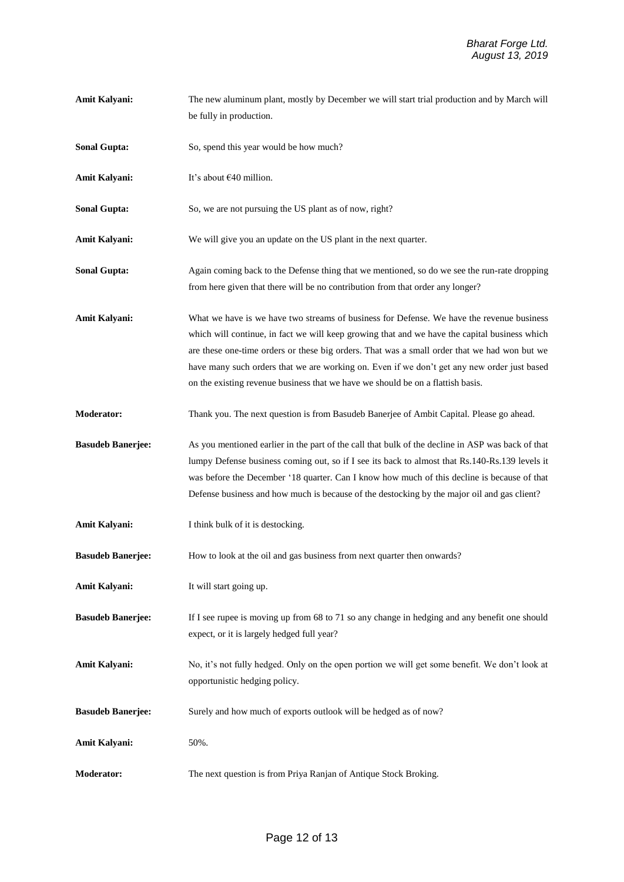**Amit Kalyani:** The new aluminum plant, mostly by December we will start trial production and by March will be fully in production.

**Sonal Gupta:** So, spend this year would be how much?

**Amit Kalyani:** It's about €40 million.

**Sonal Gupta:** So, we are not pursuing the US plant as of now, right?

**Amit Kalyani:** We will give you an update on the US plant in the next quarter.

**Sonal Gupta:** Again coming back to the Defense thing that we mentioned, so do we see the run-rate dropping from here given that there will be no contribution from that order any longer?

**Amit Kalyani:** What we have is we have two streams of business for Defense. We have the revenue business which will continue, in fact we will keep growing that and we have the capital business which are these one-time orders or these big orders. That was a small order that we had won but we have many such orders that we are working on. Even if we don't get any new order just based on the existing revenue business that we have we should be on a flattish basis.

**Moderator:** Thank you. The next question is from Basudeb Banerjee of Ambit Capital. Please go ahead.

**Basudeb Banerjee:** As you mentioned earlier in the part of the call that bulk of the decline in ASP was back of that lumpy Defense business coming out, so if I see its back to almost that Rs.140-Rs.139 levels it was before the December '18 quarter. Can I know how much of this decline is because of that Defense business and how much is because of the destocking by the major oil and gas client?

**Amit Kalyani:** I think bulk of it is destocking.

**Basudeb Banerjee:** How to look at the oil and gas business from next quarter then onwards?

**Amit Kalyani:** It will start going up.

**Basudeb Banerjee:** If I see rupee is moving up from 68 to 71 so any change in hedging and any benefit one should expect, or it is largely hedged full year?

**Amit Kalyani:** No, it's not fully hedged. Only on the open portion we will get some benefit. We don't look at opportunistic hedging policy.

**Basudeb Banerjee:** Surely and how much of exports outlook will be hedged as of now?

**Amit Kalyani:** 50%.

**Moderator:** The next question is from Priya Ranjan of Antique Stock Broking.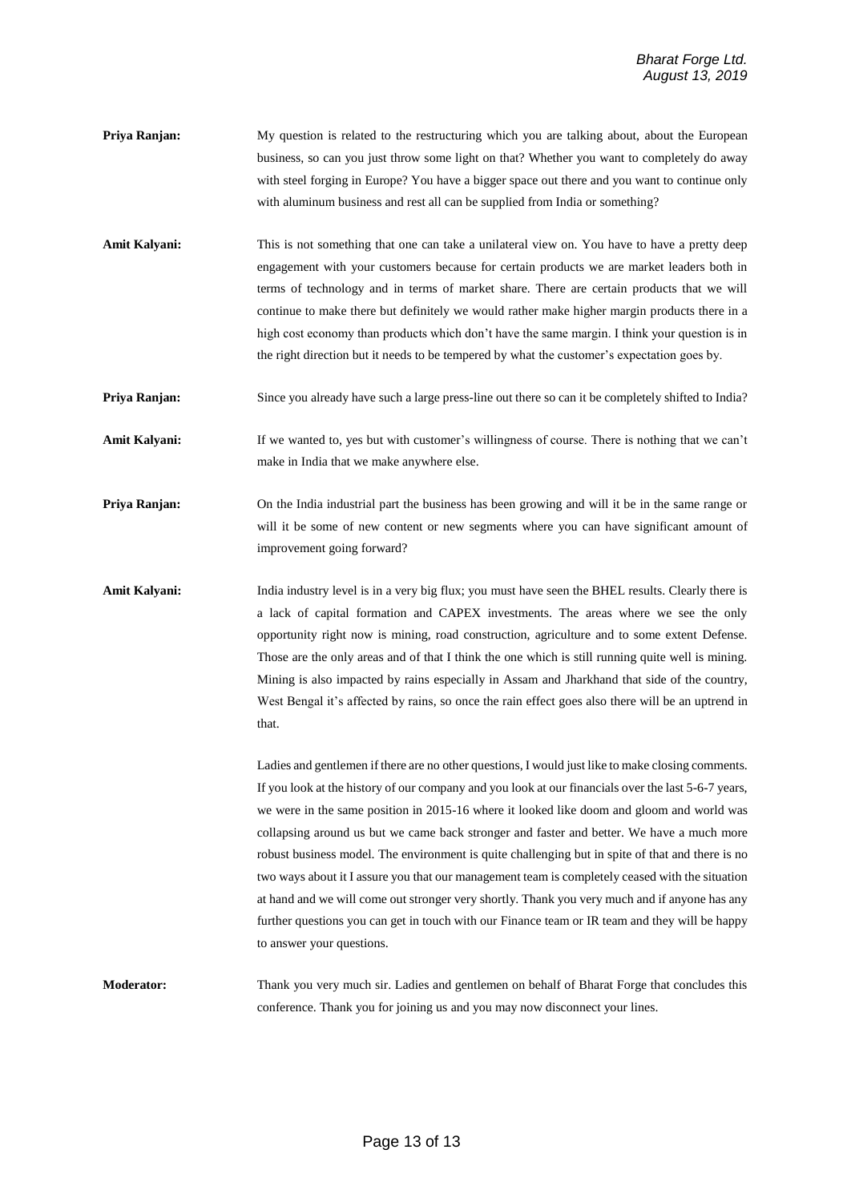**Priya Ranjan:** My question is related to the restructuring which you are talking about, about the European business, so can you just throw some light on that? Whether you want to completely do away with steel forging in Europe? You have a bigger space out there and you want to continue only with aluminum business and rest all can be supplied from India or something?

**Amit Kalyani:** This is not something that one can take a unilateral view on. You have to have a pretty deep engagement with your customers because for certain products we are market leaders both in terms of technology and in terms of market share. There are certain products that we will continue to make there but definitely we would rather make higher margin products there in a high cost economy than products which don't have the same margin. I think your question is in the right direction but it needs to be tempered by what the customer's expectation goes by.

**Priya Ranjan:** Since you already have such a large press-line out there so can it be completely shifted to India?

**Amit Kalyani:** If we wanted to, yes but with customer's willingness of course. There is nothing that we can't make in India that we make anywhere else.

**Priya Ranjan:** On the India industrial part the business has been growing and will it be in the same range or will it be some of new content or new segments where you can have significant amount of improvement going forward?

**Amit Kalyani:** India industry level is in a very big flux; you must have seen the BHEL results. Clearly there is a lack of capital formation and CAPEX investments. The areas where we see the only opportunity right now is mining, road construction, agriculture and to some extent Defense. Those are the only areas and of that I think the one which is still running quite well is mining. Mining is also impacted by rains especially in Assam and Jharkhand that side of the country, West Bengal it's affected by rains, so once the rain effect goes also there will be an uptrend in that.

Ladies and gentlemen if there are no other questions, I would just like to make closing comments. If you look at the history of our company and you look at our financials over the last 5-6-7 years, we were in the same position in 2015-16 where it looked like doom and gloom and world was collapsing around us but we came back stronger and faster and better. We have a much more robust business model. The environment is quite challenging but in spite of that and there is no two ways about it I assure you that our management team is completely ceased with the situation at hand and we will come out stronger very shortly. Thank you very much and if anyone has any further questions you can get in touch with our Finance team or IR team and they will be happy to answer your questions.

**Moderator:** Thank you very much sir. Ladies and gentlemen on behalf of Bharat Forge that concludes this conference. Thank you for joining us and you may now disconnect your lines.